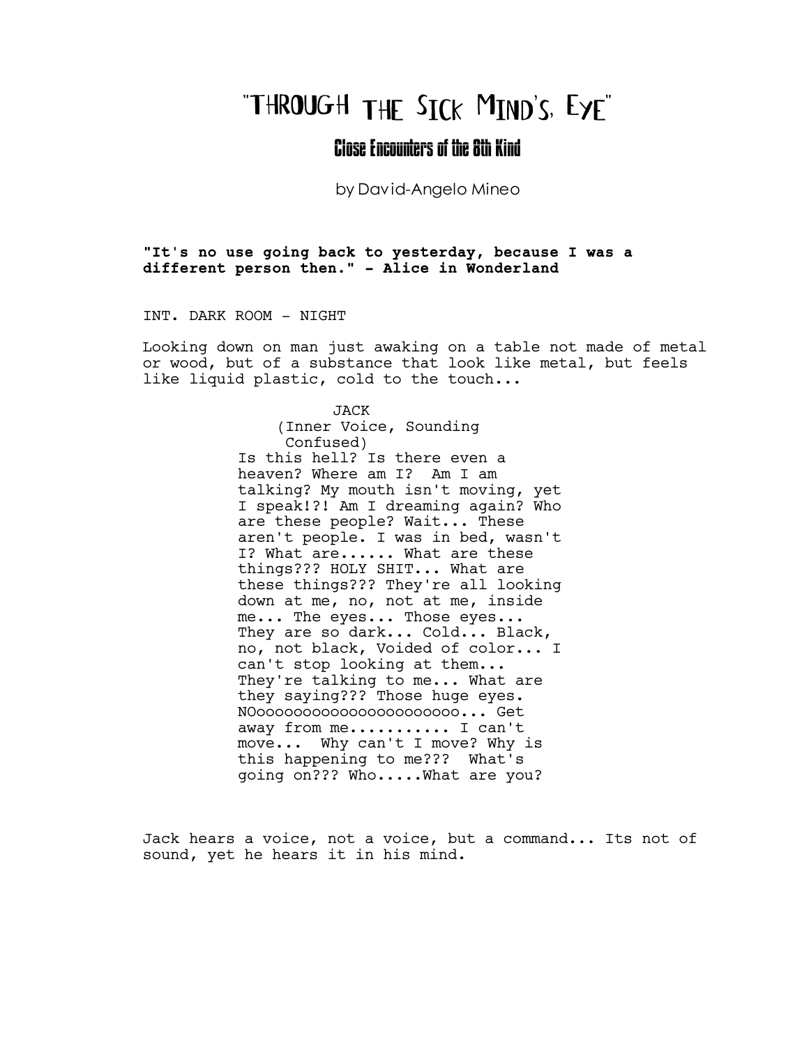# "THROUGH THE SICK MIND'S EYE"

## Close Encounters of the 8th Kind

by David-Angelo Mineo

**"It's no use going back to yesterday, because I was a different person then." - Alice in Wonderland**

INT. DARK ROOM - NIGHT

Looking down on man just awaking on a table not made of metal or wood, but of a substance that look like metal, but feels like liquid plastic, cold to the touch...

JACK
(Inner Voice, Sounding Confused)
Is this hell? Is there even a heaven? Where am I? Am I am talking? My mouth isn't moving, yet I speak!?! Am I dreaming again? Who are these people? Wait... These aren't people. I was in bed, wasn't I? What are...... What are these things??? HOLY SHIT... What are these things??? They're all looking down at me, no, not at me, inside me... The eyes... Those eyes... They are so dark... Cold... Black, no, not black, Voided of color... I can't stop looking at them... They're talking to me... What are they saying??? Those huge eyes. NOoooooooooooooooooooooo... Get away from me........... I can't move... Why can't I move? Why is this happening to me??? What's going on??? Who.....What are you?

Jack hears a voice, not a voice, but a command... Its not of sound, yet he hears it in his mind.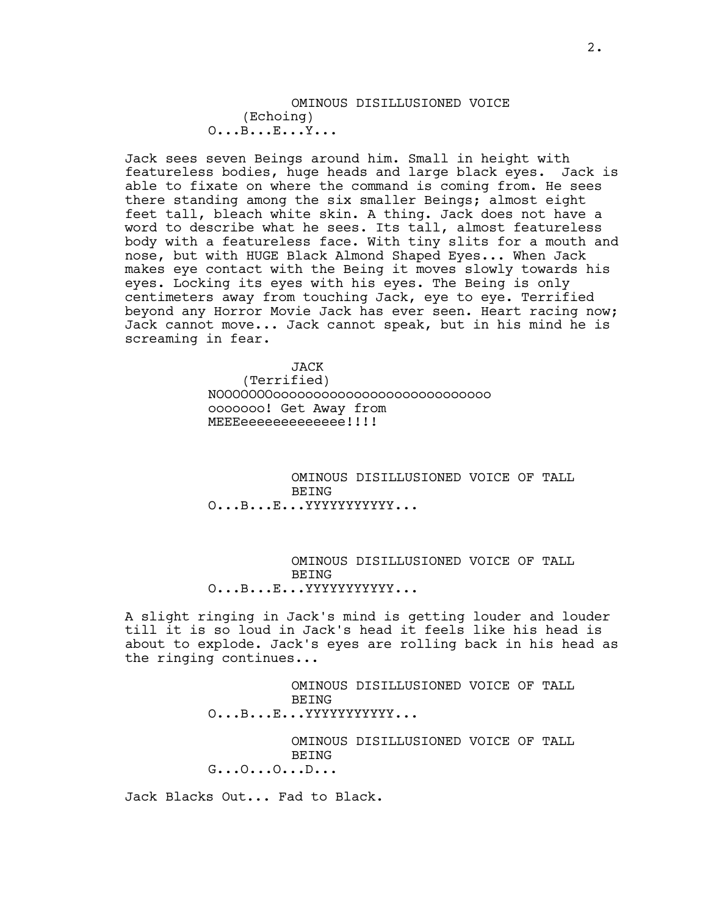OMINOUS DISILLUSIONED VOICE
(Echoing)
O...B...E...Y...

Jack sees seven Beings around him. Small in height with featureless bodies, huge heads and large black eyes. Jack is able to fixate on where the command is coming from. He sees there standing among the six smaller Beings; almost eight feet tall, bleach white skin. A thing. Jack does not have a word to describe what he sees. Its tall, almost featureless body with a featureless face. With tiny slits for a mouth and nose, but with HUGE Black Almond Shaped Eyes... When Jack makes eye contact with the Being it moves slowly towards his eyes. Locking its eyes with his eyes. The Being is only centimeters away from touching Jack, eye to eye. Terrified beyond any Horror Movie Jack has ever seen. Heart racing now; Jack cannot move... Jack cannot speak, but in his mind he is screaming in fear.

JACK
(Terrified)
NOOOOOOOoooooooooooooooooooooooooooo ooooooo! Get Away from MEEEeeeeeeeeeeeee!!!!

OMINOUS DISILLUSIONED VOICE OF TALL BEING
O...B...E...YYYYYYYYYYY...

OMINOUS DISILLUSIONED VOICE OF TALL BEING
O...B...E...YYYYYYYYYYY...

A slight ringing in Jack's mind is getting louder and louder till it is so loud in Jack's head it feels like his head is about to explode. Jack's eyes are rolling back in his head as the ringing continues...

OMINOUS DISILLUSIONED VOICE OF TALL BEING
O...B...E...YYYYYYYYYYY...

OMINOUS DISILLUSIONED VOICE OF TALL BEING
G...O...O...D...

Jack Blacks Out... Fad to Black.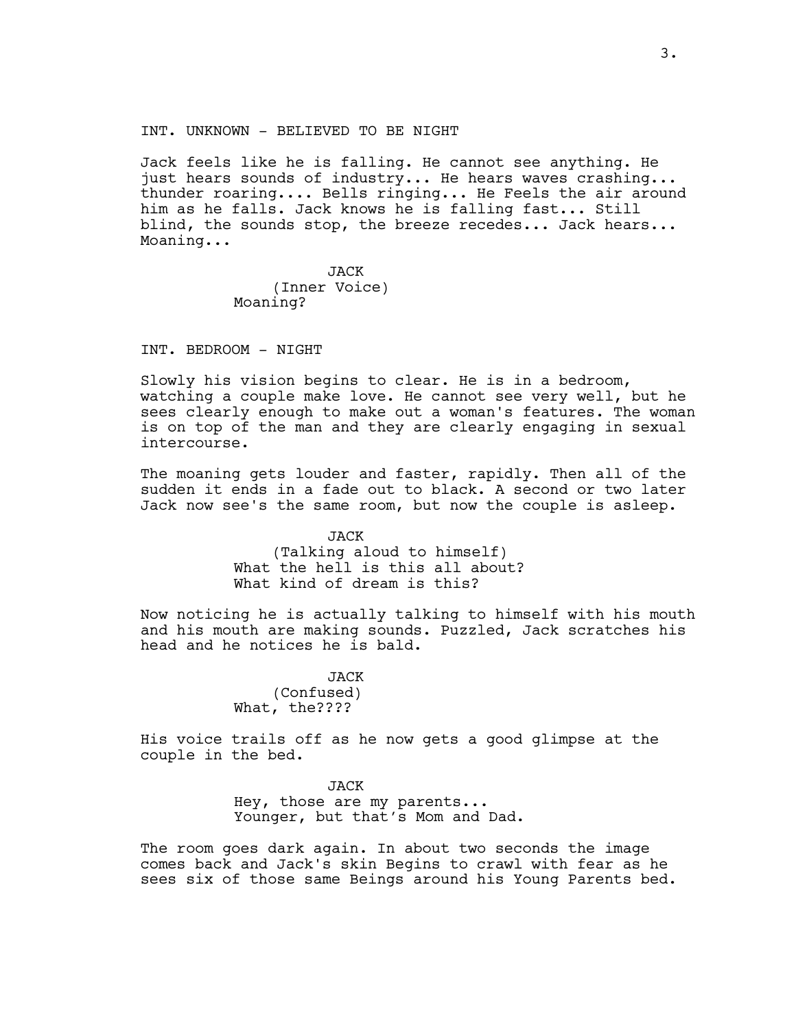INT. UNKNOWN - BELIEVED TO BE NIGHT

Jack feels like he is falling. He cannot see anything. He just hears sounds of industry... He hears waves crashing... thunder roaring.... Bells ringing... He Feels the air around him as he falls. Jack knows he is falling fast... Still blind, the sounds stop, the breeze recedes... Jack hears... Moaning...

JACK
(Inner Voice)
Moaning?

INT. BEDROOM - NIGHT

Slowly his vision begins to clear. He is in a bedroom, watching a couple make love. He cannot see very well, but he sees clearly enough to make out a woman's features. The woman is on top of the man and they are clearly engaging in sexual intercourse.

The moaning gets louder and faster, rapidly. Then all of the sudden it ends in a fade out to black. A second or two later Jack now see's the same room, but now the couple is asleep.

JACK
(Talking aloud to himself)
What the hell is this all about?
What kind of dream is this?

Now noticing he is actually talking to himself with his mouth and his mouth are making sounds. Puzzled, Jack scratches his head and he notices he is bald.

JACK
(Confused)
What, the????

His voice trails off as he now gets a good glimpse at the couple in the bed.

JACK
Hey, those are my parents...
Younger, but that's Mom and Dad.

The room goes dark again. In about two seconds the image comes back and Jack's skin Begins to crawl with fear as he sees six of those same Beings around his Young Parents bed.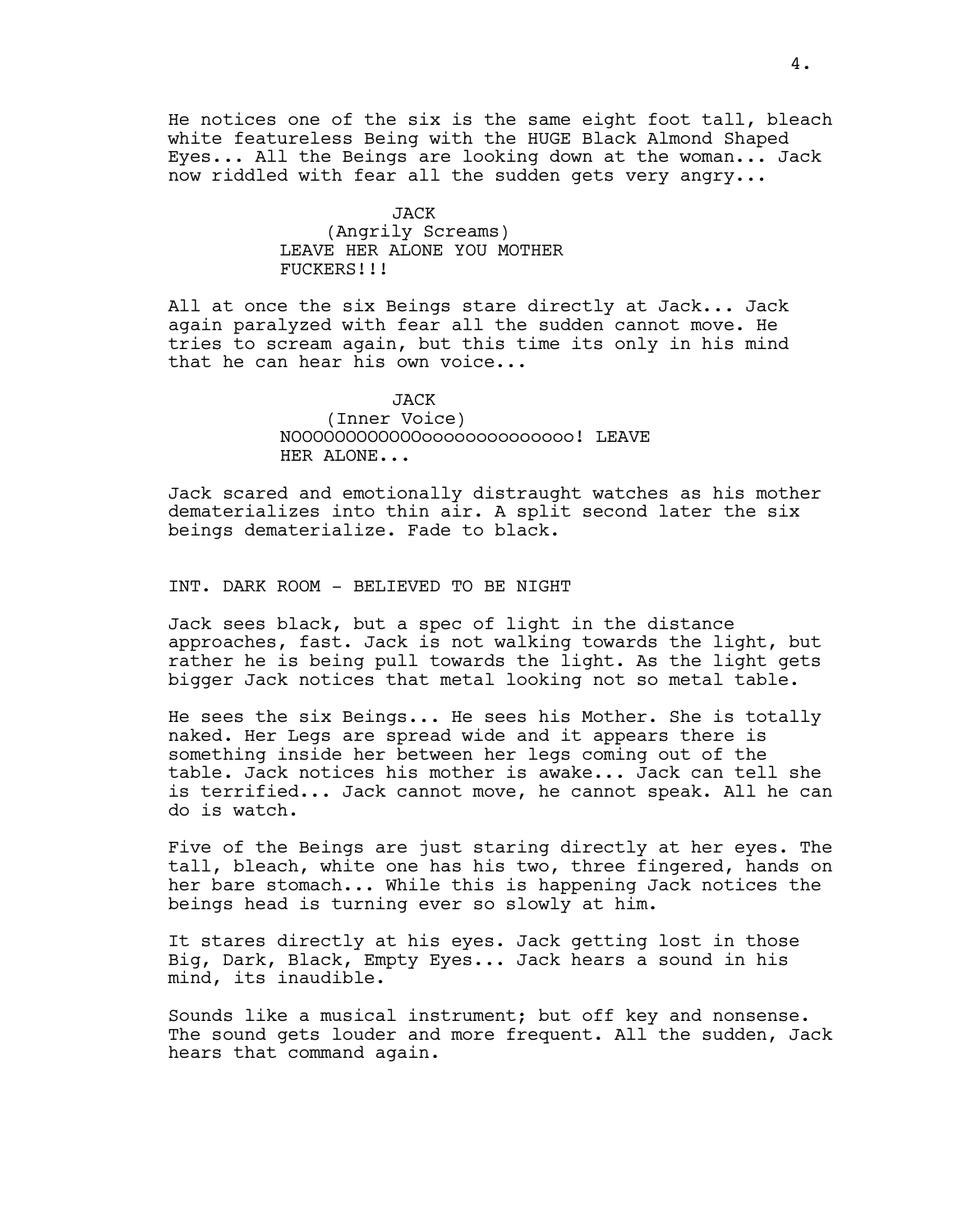He notices one of the six is the same eight foot tall, bleach white featureless Being with the HUGE Black Almond Shaped Eyes... All the Beings are looking down at the woman... Jack now riddled with fear all the sudden gets very angry...

JACK
(Angrily Screams)
LEAVE HER ALONE YOU MOTHER FUCKERS!!!

All at once the six Beings stare directly at Jack... Jack again paralyzed with fear all the sudden cannot move. He tries to scream again, but this time its only in his mind that he can hear his own voice...

JACK
(Inner Voice)
NOOOOOOOOOOOOoooooooooooooo! LEAVE HER ALONE...

Jack scared and emotionally distraught watches as his mother dematerializes into thin air. A split second later the six beings dematerialize. Fade to black.

INT. DARK ROOM - BELIEVED TO BE NIGHT

Jack sees black, but a spec of light in the distance approaches, fast. Jack is not walking towards the light, but rather he is being pull towards the light. As the light gets bigger Jack notices that metal looking not so metal table.

He sees the six Beings... He sees his Mother. She is totally naked. Her Legs are spread wide and it appears there is something inside her between her legs coming out of the table. Jack notices his mother is awake... Jack can tell she is terrified... Jack cannot move, he cannot speak. All he can do is watch.

Five of the Beings are just staring directly at her eyes. The tall, bleach, white one has his two, three fingered, hands on her bare stomach... While this is happening Jack notices the beings head is turning ever so slowly at him.

It stares directly at his eyes. Jack getting lost in those Big, Dark, Black, Empty Eyes... Jack hears a sound in his mind, its inaudible.

Sounds like a musical instrument; but off key and nonsense. The sound gets louder and more frequent. All the sudden, Jack hears that command again.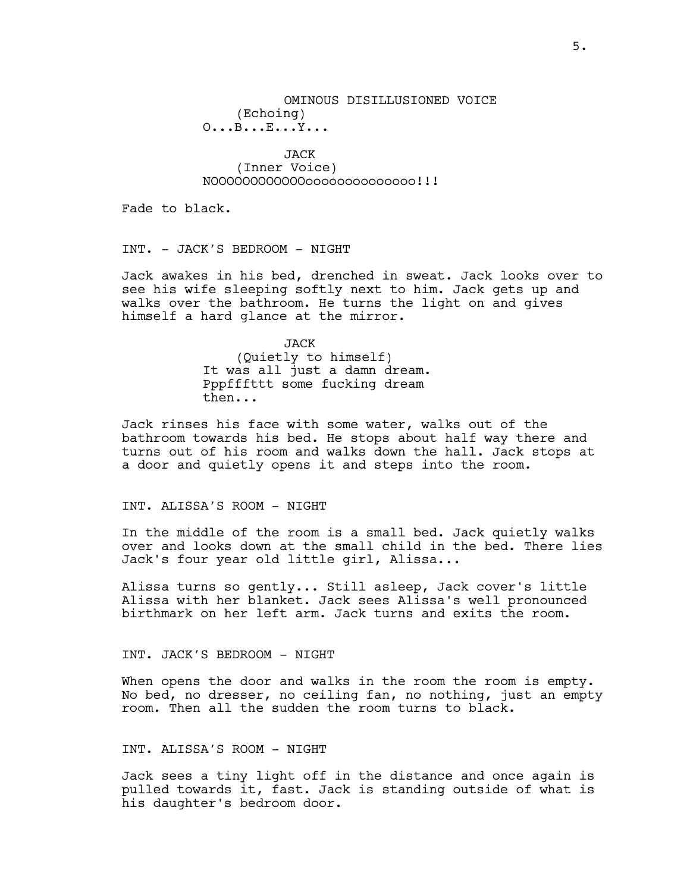OMINOUS DISILLUSIONED VOICE
(Echoing)
O...B...E...Y...

JACK
(Inner Voice)
NOOOOOOOOOOOOooooooooooooooo!!!

Fade to black.

INT. - JACK'S BEDROOM - NIGHT

Jack awakes in his bed, drenched in sweat. Jack looks over to see his wife sleeping softly next to him. Jack gets up and walks over the bathroom. He turns the light on and gives himself a hard glance at the mirror.

JACK
(Quietly to himself)
It was all just a damn dream. Pppfffttt some fucking dream then...

Jack rinses his face with some water, walks out of the bathroom towards his bed. He stops about half way there and turns out of his room and walks down the hall. Jack stops at a door and quietly opens it and steps into the room.

INT. ALISSA'S ROOM - NIGHT

In the middle of the room is a small bed. Jack quietly walks over and looks down at the small child in the bed. There lies Jack's four year old little girl, Alissa...

Alissa turns so gently... Still asleep, Jack cover's little Alissa with her blanket. Jack sees Alissa's well pronounced birthmark on her left arm. Jack turns and exits the room.

INT. JACK'S BEDROOM - NIGHT

When opens the door and walks in the room the room is empty. No bed, no dresser, no ceiling fan, no nothing, just an empty room. Then all the sudden the room turns to black.

INT. ALISSA'S ROOM - NIGHT

Jack sees a tiny light off in the distance and once again is pulled towards it, fast. Jack is standing outside of what is his daughter's bedroom door.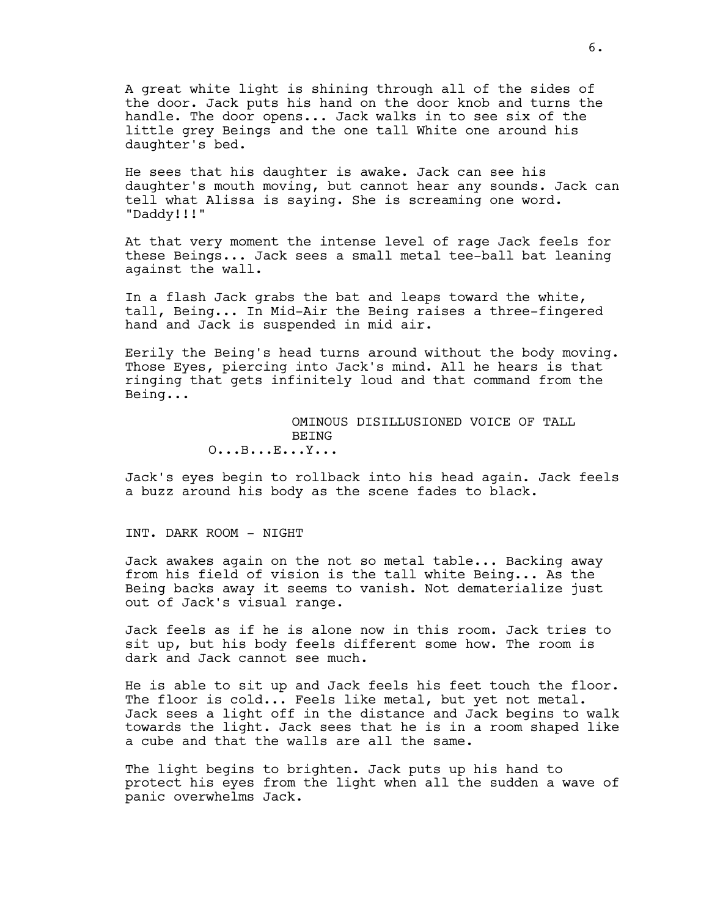A great white light is shining through all of the sides of the door. Jack puts his hand on the door knob and turns the handle. The door opens... Jack walks in to see six of the little grey Beings and the one tall White one around his daughter's bed.

He sees that his daughter is awake. Jack can see his daughter's mouth moving, but cannot hear any sounds. Jack can tell what Alissa is saying. She is screaming one word. "Daddy!!!"

At that very moment the intense level of rage Jack feels for these Beings... Jack sees a small metal tee-ball bat leaning against the wall.

In a flash Jack grabs the bat and leaps toward the white, tall, Being... In Mid-Air the Being raises a three-fingered hand and Jack is suspended in mid air.

Eerily the Being's head turns around without the body moving. Those Eyes, piercing into Jack's mind. All he hears is that ringing that gets infinitely loud and that command from the Being...

OMINOUS DISILLUSIONED VOICE OF TALL BEING

O...B...E...Y...

Jack's eyes begin to rollback into his head again. Jack feels a buzz around his body as the scene fades to black.

INT. DARK ROOM - NIGHT

Jack awakes again on the not so metal table... Backing away from his field of vision is the tall white Being... As the Being backs away it seems to vanish. Not dematerialize just out of Jack's visual range.

Jack feels as if he is alone now in this room. Jack tries to sit up, but his body feels different some how. The room is dark and Jack cannot see much.

He is able to sit up and Jack feels his feet touch the floor. The floor is cold... Feels like metal, but yet not metal. Jack sees a light off in the distance and Jack begins to walk towards the light. Jack sees that he is in a room shaped like a cube and that the walls are all the same.

The light begins to brighten. Jack puts up his hand to protect his eyes from the light when all the sudden a wave of panic overwhelms Jack.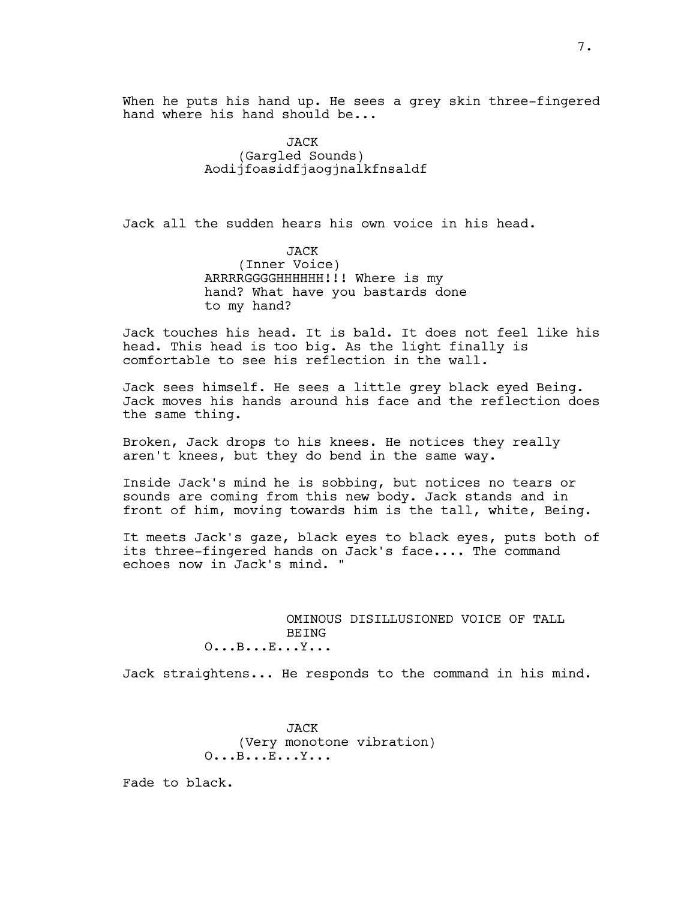When he puts his hand up. He sees a grey skin three-fingered hand where his hand should be...

JACK
(Gargled Sounds)
Aodijfoasidfjaogjnalkfnsaldf

Jack all the sudden hears his own voice in his head.

JACK
(Inner Voice)
ARRRRGGGGHHHHHH!!! Where is my hand? What have you bastards done to my hand?

Jack touches his head. It is bald. It does not feel like his head. This head is too big. As the light finally is comfortable to see his reflection in the wall.

Jack sees himself. He sees a little grey black eyed Being. Jack moves his hands around his face and the reflection does the same thing.

Broken, Jack drops to his knees. He notices they really aren't knees, but they do bend in the same way.

Inside Jack's mind he is sobbing, but notices no tears or sounds are coming from this new body. Jack stands and in front of him, moving towards him is the tall, white, Being.

It meets Jack's gaze, black eyes to black eyes, puts both of its three-fingered hands on Jack's face.... The command echoes now in Jack's mind. "

OMINOUS DISILLUSIONED VOICE OF TALL BEING
O...B...E...Y...

Jack straightens... He responds to the command in his mind.

JACK
(Very monotone vibration)
O...B...E...Y...

Fade to black.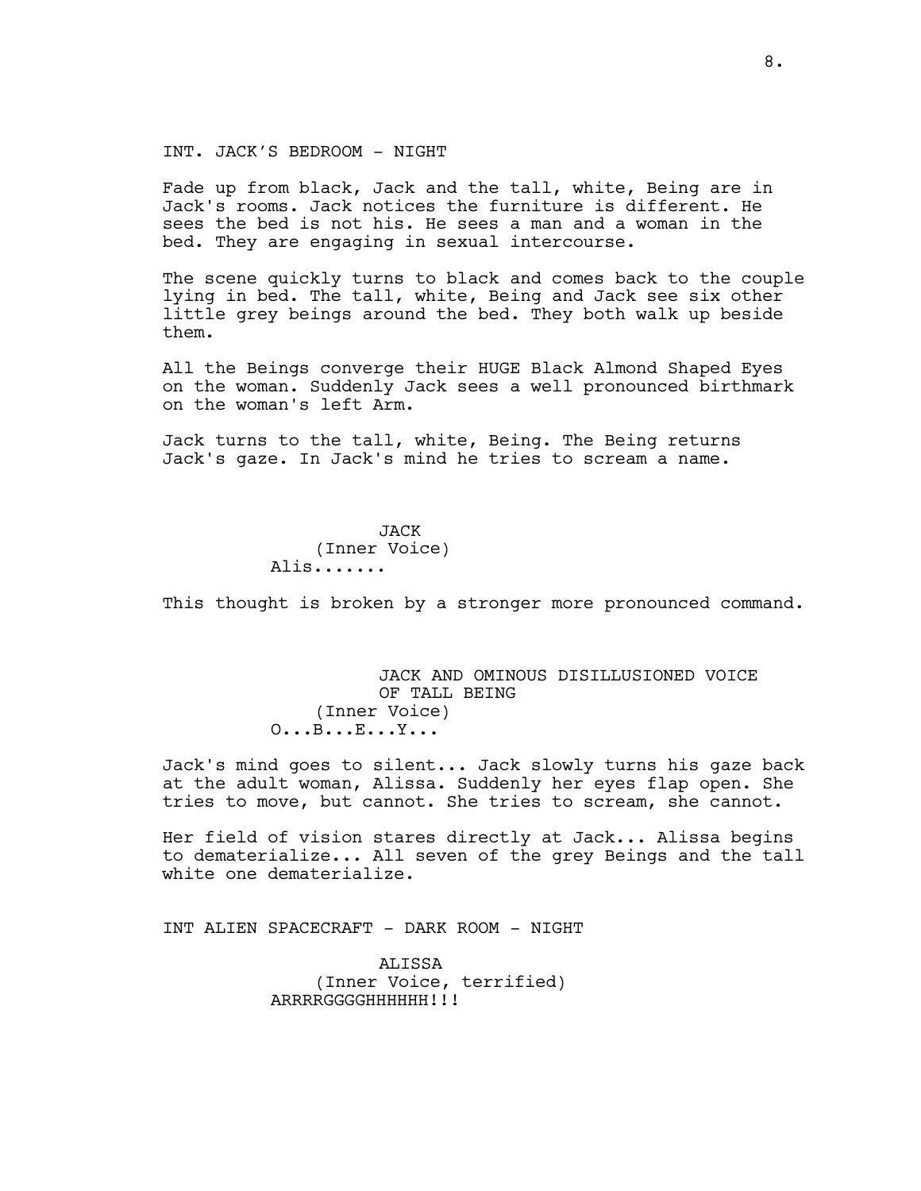INT. JACK'S BEDROOM - NIGHT

Fade up from black, Jack and the tall, white, Being are in Jack's rooms. Jack notices the furniture is different. He sees the bed is not his. He sees a man and a woman in the bed. They are engaging in sexual intercourse.

The scene quickly turns to black and comes back to the couple lying in bed. The tall, white, Being and Jack see six other little grey beings around the bed. They both walk up beside them.

All the Beings converge their HUGE Black Almond Shaped Eyes on the woman. Suddenly Jack sees a well pronounced birthmark on the woman's left Arm.

Jack turns to the tall, white, Being. The Being returns Jack's gaze. In Jack's mind he tries to scream a name.

JACK
(Inner Voice)
Alis.......

This thought is broken by a stronger more pronounced command.

JACK AND OMINOUS DISILLUSIONED VOICE OF TALL BEING
(Inner Voice)
O...B...E...Y...

Jack's mind goes to silent... Jack slowly turns his gaze back at the adult woman, Alissa. Suddenly her eyes flap open. She tries to move, but cannot. She tries to scream, she cannot.

Her field of vision stares directly at Jack... Alissa begins to dematerialize... All seven of the grey Beings and the tall white one dematerialize.

INT ALIEN SPACECRAFT - DARK ROOM - NIGHT

ALISSA
(Inner Voice, terrified)
ARRRRGGGGHHHHHH!!!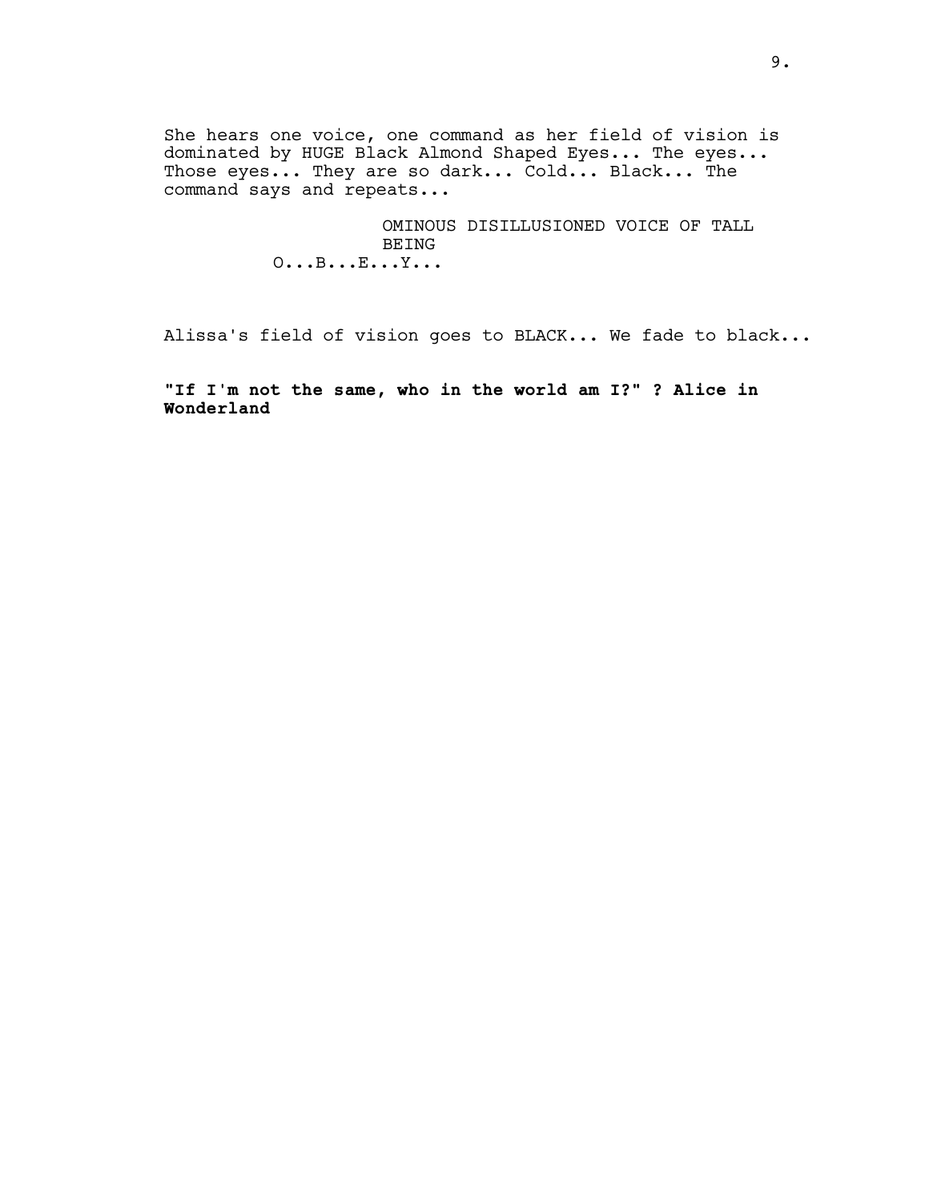She hears one voice, one command as her field of vision is dominated by HUGE Black Almond Shaped Eyes... The eyes... Those eyes... They are so dark... Cold... Black... The command says and repeats...

OMINOUS DISILLUSIONED VOICE OF TALL BEING

O...B...E...Y...

Alissa's field of vision goes to BLACK... We fade to black...

**"If I'm not the same, who in the world am I?" ? Alice in Wonderland**